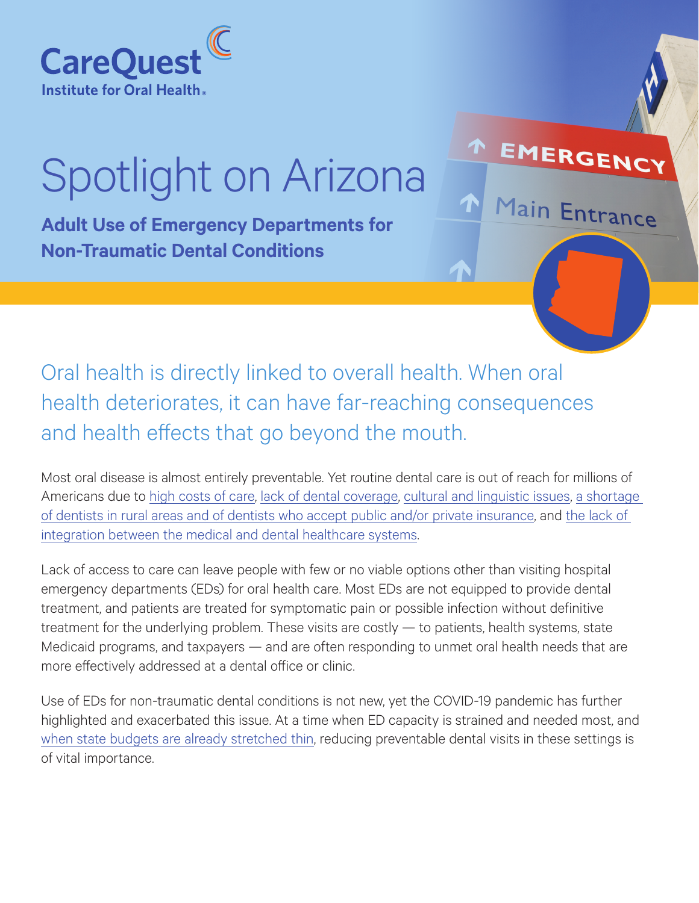CareQuest Institute for Oral Health®

# Spotlight on Arizona

**Adult Use of Emergency Departments for Non-Traumatic Dental Conditions**

## Oral health is directly linked to overall health. When oral health deteriorates, it can have far-reaching consequences and health effects that go beyond the mouth.

Most oral disease is almost entirely preventable. Yet routine dental care is out of reach for millions of Americans due to high costs of care, lack of dental coverage, cultural and linguistic issues, a shortage of dentists in rural areas and of dentists who accept public and/or private insurance, and the lack of integration between the medical and dental healthcare systems.

Lack of access to care can leave people with few or no viable options other than visiting hospital emergency departments (EDs) for oral health care. Most EDs are not equipped to provide dental treatment, and patients are treated for symptomatic pain or possible infection without definitive treatment for the underlying problem. These visits are costly — to patients, health systems, state Medicaid programs, and taxpayers — and are often responding to unmet oral health needs that are more effectively addressed at a dental office or clinic.

Use of EDs for non-traumatic dental conditions is not new, yet the COVID-19 pandemic has further highlighted and exacerbated this issue. At a time when ED capacity is strained and needed most, and when state budgets are already stretched thin, reducing preventable dental visits in these settings is of vital importance.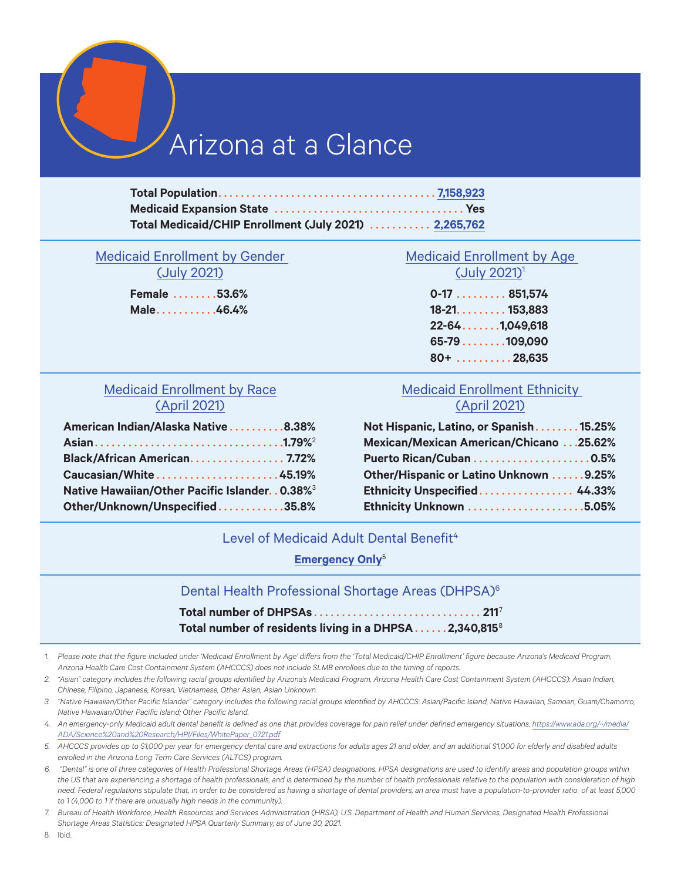# Arizona at a Glance

**Total Population** ........ 7,158,923
**Medicaid Expansion State** ........ Yes
**Total Medicaid/CHIP Enrollment (July 2021)** ........ 2,265,762

## Medicaid Enrollment by Gender (July 2021)

| | |
|---|---|
| **Female** | **53.6%** |
| **Male** | **46.4%** |

## Medicaid Enrollment by Age (July 2021)[1]

| | |
|---|---|
| **0-17** | **851,574** |
| **18-21** | **153,883** |
| **22-64** | **1,049,618** |
| **65-79** | **109,090** |
| **80+** | **28,635** |

## Medicaid Enrollment by Race (April 2021)

| | |
|---|---|
| **American Indian/Alaska Native** | **8.38%** |
| **Asian** | **1.79%**[2] |
| **Black/African American** | **7.72%** |
| **Caucasian/White** | **45.19%** |
| **Native Hawaiian/Other Pacific Islander** | **0.38%**[3] |
| **Other/Unknown/Unspecified** | **35.8%** |

## Medicaid Enrollment Ethnicity (April 2021)

| | |
|---|---|
| **Not Hispanic, Latino, or Spanish** | **15.25%** |
| **Mexican/Mexican American/Chicano** | **25.62%** |
| **Puerto Rican/Cuban** | **0.5%** |
| **Other/Hispanic or Latino Unknown** | **9.25%** |
| **Ethnicity Unspecified** | **44.33%** |
| **Ethnicity Unknown** | **5.05%** |

## Level of Medicaid Adult Dental Benefit[4]

**Emergency Only**[5]

## Dental Health Professional Shortage Areas (DHPSA)[6]

**Total number of DHPSAs** ........ **211**[7]
**Total number of residents living in a DHPSA** ........ **2,340,815**[8]

1. *Please note that the figure included under 'Medicaid Enrollment by Age' differs from the 'Total Medicaid/CHIP Enrollment' figure because Arizona's Medicaid Program, Arizona Health Care Cost Containment System (AHCCCS) does not include SLMB enrollees due to the timing of reports.*
2. *"Asian" category includes the following racial groups identified by Arizona's Medicaid Program, Arizona Health Care Cost Containment System (AHCCCS): Asian Indian, Chinese, Filipino, Japanese, Korean, Vietnamese, Other Asian, Asian Unknown.*
3. *"Native Hawaiian/Other Pacific Islander" category includes the following racial groups identified by AHCCCS: Asian/Pacific Island, Native Hawaiian, Samoan, Guam/Chamorro; Native Hawaiian/Other Pacific Island; Other Pacific Island.*
4. *An emergency-only Medicaid adult dental benefit is defined as one that provides coverage for pain relief under defined emergency situations. https://www.ada.org/~/media/ADA/Science%20and%20Research/HPI/Files/WhitePaper_0721.pdf*
5. *AHCCCS provides up to $1,000 per year for emergency dental care and extractions for adults ages 21 and older, and an additional $1,000 for elderly and disabled adults enrolled in the Arizona Long Term Care Services (ALTCS) program.*
6. *"Dental" is one of three categories of Health Professional Shortage Areas (HPSA) designations. HPSA designations are used to identify areas and population groups within the US that are experiencing a shortage of health professionals, and is determined by the number of health professionals relative to the population with consideration of high need. Federal regulations stipulate that, in order to be considered as having a shortage of dental providers, an area must have a population-to-provider ratio of at least 5,000 to 1 (4,000 to 1 if there are unusually high needs in the community).*
7. *Bureau of Health Workforce, Health Resources and Services Administration (HRSA), U.S. Department of Health and Human Services, Designated Health Professional Shortage Areas Statistics: Designated HPSA Quarterly Summary, as of June 30, 2021.*
8. Ibid.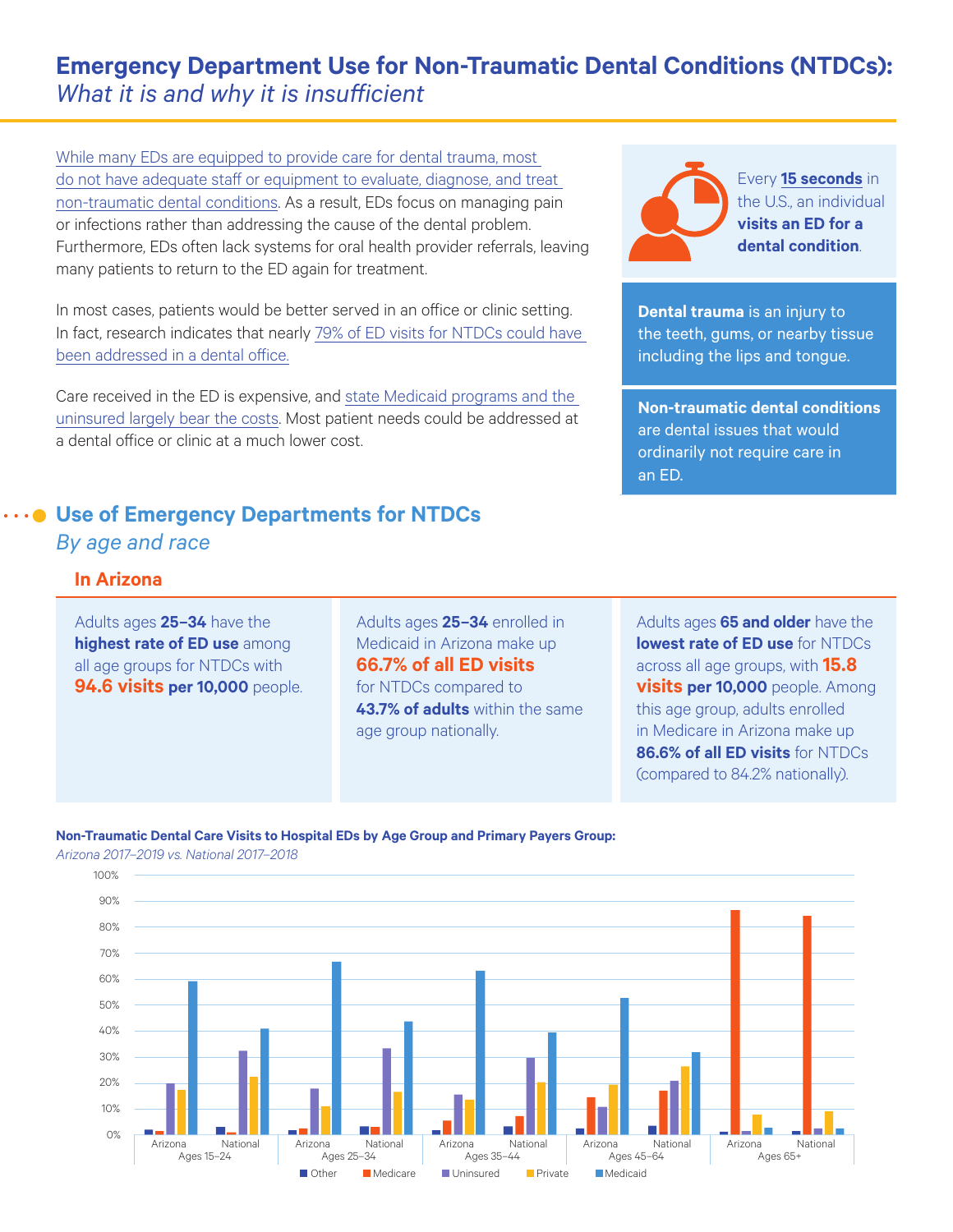# Emergency Department Use for Non-Traumatic Dental Conditions (NTDCs):

*What it is and why it is insufficient*

While many EDs are equipped to provide care for dental trauma, most do not have adequate staff or equipment to evaluate, diagnose, and treat non-traumatic dental conditions. As a result, EDs focus on managing pain or infections rather than addressing the cause of the dental problem. Furthermore, EDs often lack systems for oral health provider referrals, leaving many patients to return to the ED again for treatment.

In most cases, patients would be better served in an office or clinic setting. In fact, research indicates that nearly 79% of ED visits for NTDCs could have been addressed in a dental office.

Care received in the ED is expensive, and state Medicaid programs and the uninsured largely bear the costs. Most patient needs could be addressed at a dental office or clinic at a much lower cost.

Every **15 seconds** in the U.S., an individual **visits an ED for a dental condition**.

**Dental trauma** is an injury to the teeth, gums, or nearby tissue including the lips and tongue.

**Non-traumatic dental conditions** are dental issues that would ordinarily not require care in an ED.

## Use of Emergency Departments for NTDCs

*By age and race*

### In Arizona

Adults ages **25–34** have the **highest rate of ED use** among all age groups for NTDCs with **94.6 visits per 10,000** people.

Adults ages **25–34** enrolled in Medicaid in Arizona make up **66.7% of all ED visits** for NTDCs compared to **43.7% of adults** within the same age group nationally.

Adults ages **65 and older** have the **lowest rate of ED use** for NTDCs across all age groups, with **15.8 visits per 10,000** people. Among this age group, adults enrolled in Medicare in Arizona make up **86.6% of all ED visits** for NTDCs (compared to 84.2% nationally).

**Non-Traumatic Dental Care Visits to Hospital EDs by Age Group and Primary Payers Group:**
*Arizona 2017–2019 vs. National 2017–2018*

| Age Group | Region | Other | Medicare | Uninsured | Private | Medicaid |
|---|---|---|---|---|---|---|
| Ages 15–24 | Arizona | ~2% | ~1% | ~20% | ~17% | ~59% |
| Ages 15–24 | National | ~3% | ~1% | ~32% | ~22% | ~41% |
| Ages 25–34 | Arizona | ~2% | ~2% | ~18% | ~11% | 66.7% |
| Ages 25–34 | National | ~3% | ~3% | ~33% | ~16% | 43.7% |
| Ages 35–44 | Arizona | ~2% | ~5% | ~15% | ~13% | ~63% |
| Ages 35–44 | National | ~3% | ~7% | ~29% | ~20% | ~39% |
| Ages 45–64 | Arizona | ~2% | ~14% | ~10% | ~19% | ~52% |
| Ages 45–64 | National | ~3% | ~17% | ~21% | ~26% | ~32% |
| Ages 65+ | Arizona | ~1% | 86.6% | ~1% | ~7% | ~2% |
| Ages 65+ | National | ~1% | 84.2% | ~2% | ~9% | ~2% |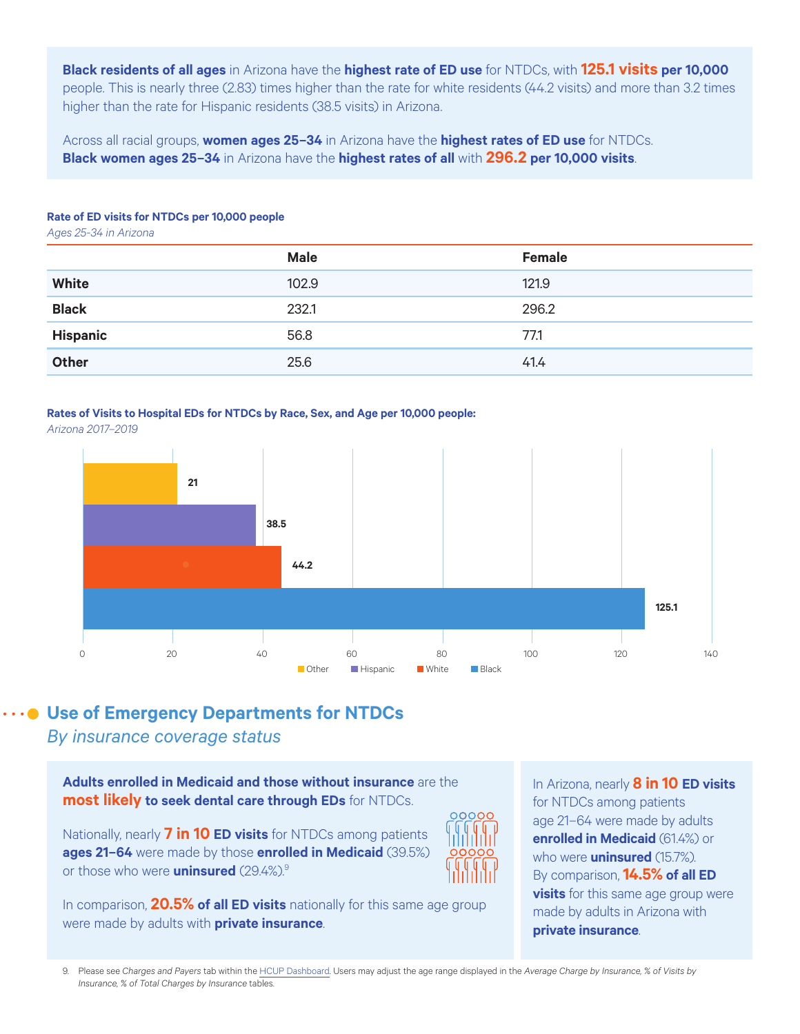**Black residents of all ages** in Arizona have the **highest rate of ED use** for NTDCs, with **125.1 visits per 10,000** people. This is nearly three (2.83) times higher than the rate for white residents (44.2 visits) and more than 3.2 times higher than the rate for Hispanic residents (38.5 visits) in Arizona.

Across all racial groups, **women ages 25–34** in Arizona have the **highest rates of ED use** for NTDCs. **Black women ages 25–34** in Arizona have the **highest rates of all** with **296.2 per 10,000 visits**.

**Rate of ED visits for NTDCs per 10,000 people**
*Ages 25-34 in Arizona*

| | Male | Female |
|---|---|---|
| **White** | 102.9 | 121.9 |
| **Black** | 232.1 | 296.2 |
| **Hispanic** | 56.8 | 77.1 |
| **Other** | 25.6 | 41.4 |

**Rates of Visits to Hospital EDs for NTDCs by Race, Sex, and Age per 10,000 people:**
*Arizona 2017–2019*

| Race | Rate |
|---|---|
| Other | 21 |
| Hispanic | 38.5 |
| White | 44.2 |
| Black | 125.1 |

## Use of Emergency Departments for NTDCs

*By insurance coverage status*

**Adults enrolled in Medicaid and those without insurance** are the **most likely to seek dental care through EDs** for NTDCs.

Nationally, nearly **7 in 10 ED visits** for NTDCs among patients **ages 21–64** were made by those **enrolled in Medicaid** (39.5%) or those who were **uninsured** (29.4%).[9]

In comparison, **20.5% of all ED visits** nationally for this same age group were made by adults with **private insurance**.

In Arizona, nearly **8 in 10 ED visits** for NTDCs among patients age 21–64 were made by adults **enrolled in Medicaid** (61.4%) or who were **uninsured** (15.7%). By comparison, **14.5% of all ED visits** for this same age group were made by adults in Arizona with **private insurance**.

9. Please see *Charges and Payers* tab within the HCUP Dashboard. Users may adjust the age range displayed in the *Average Charge by Insurance, % of Visits by Insurance, % of Total Charges by Insurance* tables.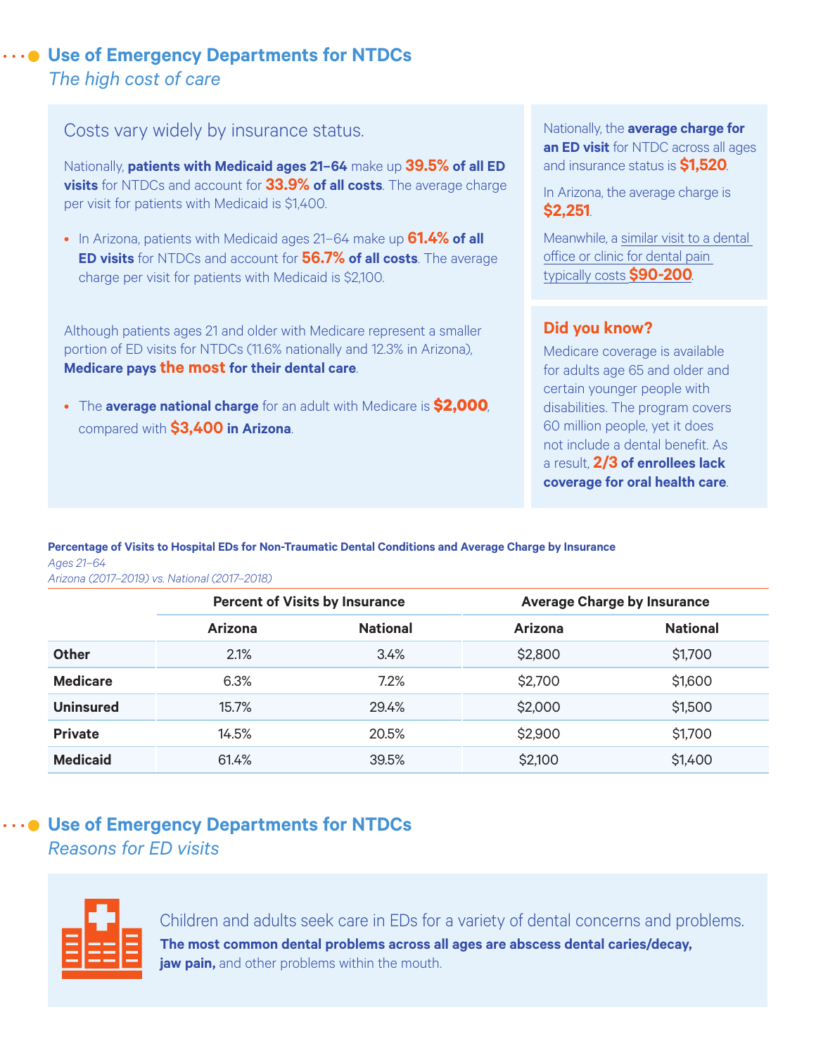## Use of Emergency Departments for NTDCs

*The high cost of care*

Costs vary widely by insurance status.

Nationally, **patients with Medicaid ages 21–64** make up **39.5% of all ED visits** for NTDCs and account for **33.9% of all costs**. The average charge per visit for patients with Medicaid is $1,400.

- In Arizona, patients with Medicaid ages 21–64 make up **61.4% of all ED visits** for NTDCs and account for **56.7% of all costs**. The average charge per visit for patients with Medicaid is $2,100.

Although patients ages 21 and older with Medicare represent a smaller portion of ED visits for NTDCs (11.6% nationally and 12.3% in Arizona), **Medicare pays the most for their dental care**.

- The **average national charge** for an adult with Medicare is **$2,000**, compared with **$3,400 in Arizona**.

Nationally, the **average charge for an ED visit** for NTDC across all ages and insurance status is **$1,520**.

In Arizona, the average charge is **$2,251**.

Meanwhile, a similar visit to a dental office or clinic for dental pain typically costs **$90-200**.

### Did you know?

Medicare coverage is available for adults age 65 and older and certain younger people with disabilities. The program covers 60 million people, yet it does not include a dental benefit. As a result, **2/3 of enrollees lack coverage for oral health care**.

**Percentage of Visits to Hospital EDs for Non-Traumatic Dental Conditions and Average Charge by Insurance**
*Ages 21–64*
*Arizona (2017–2019) vs. National (2017–2018)*

| | Percent of Visits by Insurance | | Average Charge by Insurance | |
|---|---|---|---|---|
| | Arizona | National | Arizona | National |
| **Other** | 2.1% | 3.4% | $2,800 | $1,700 |
| **Medicare** | 6.3% | 7.2% | $2,700 | $1,600 |
| **Uninsured** | 15.7% | 29.4% | $2,000 | $1,500 |
| **Private** | 14.5% | 20.5% | $2,900 | $1,700 |
| **Medicaid** | 61.4% | 39.5% | $2,100 | $1,400 |

## Use of Emergency Departments for NTDCs

*Reasons for ED visits*

Children and adults seek care in EDs for a variety of dental concerns and problems. **The most common dental problems across all ages are abscess dental caries/decay, jaw pain,** and other problems within the mouth.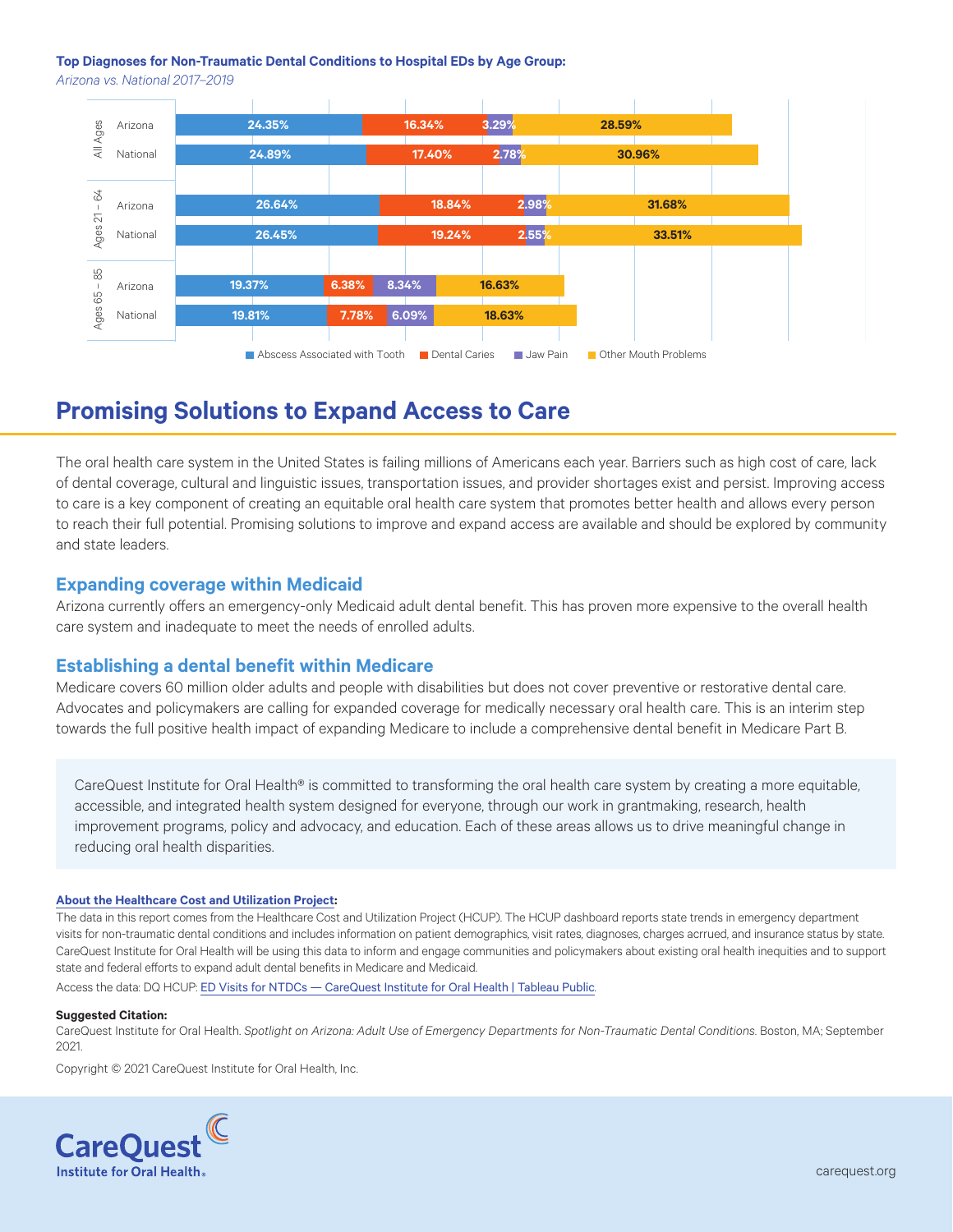**Top Diagnoses for Non-Traumatic Dental Conditions to Hospital EDs by Age Group:**

*Arizona vs. National 2017–2019*

All Ages
Arizona: 24.35% 16.34% 3.29% 28.59%
National: 24.89% 17.40% 2.78% 30.96%

Ages 21 – 64
Arizona: 26.64% 18.84% 2.98% 31.68%
National: 26.45% 19.24% 2.55% 33.51%

Ages 65 – 85
Arizona: 19.37% 6.38% 8.34% 16.63%
National: 19.81% 7.78% 6.09% 18.63%

Abscess Associated with Tooth
Dental Caries
Jaw Pain
Other Mouth Problems

## Promising Solutions to Expand Access to Care

The oral health care system in the United States is failing millions of Americans each year. Barriers such as high cost of care, lack of dental coverage, cultural and linguistic issues, transportation issues, and provider shortages exist and persist. Improving access to care is a key component of creating an equitable oral health care system that promotes better health and allows every person to reach their full potential. Promising solutions to improve and expand access are available and should be explored by community and state leaders.

### Expanding coverage within Medicaid

Arizona currently offers an emergency-only Medicaid adult dental benefit. This has proven more expensive to the overall health care system and inadequate to meet the needs of enrolled adults.

### Establishing a dental benefit within Medicare

Medicare covers 60 million older adults and people with disabilities but does not cover preventive or restorative dental care. Advocates and policymakers are calling for expanded coverage for medically necessary oral health care. This is an interim step towards the full positive health impact of expanding Medicare to include a comprehensive dental benefit in Medicare Part B.

CareQuest Institute for Oral Health® is committed to transforming the oral health care system by creating a more equitable, accessible, and integrated health system designed for everyone, through our work in grantmaking, research, health improvement programs, policy and advocacy, and education. Each of these areas allows us to drive meaningful change in reducing oral health disparities.

**About the Healthcare Cost and Utilization Project:**

The data in this report comes from the Healthcare Cost and Utilization Project (HCUP). The HCUP dashboard reports state trends in emergency department visits for non-traumatic dental conditions and includes information on patient demographics, visit rates, diagnoses, charges acrrued, and insurance status by state. CareQuest Institute for Oral Health will be using this data to inform and engage communities and policymakers about existing oral health inequities and to support state and federal efforts to expand adult dental benefits in Medicare and Medicaid.

Access the data: DQ HCUP: ED Visits for NTDCs — CareQuest Institute for Oral Health | Tableau Public.

**Suggested Citation:**

CareQuest Institute for Oral Health. *Spotlight on Arizona: Adult Use of Emergency Departments for Non-Traumatic Dental Conditions*. Boston, MA; September 2021.

Copyright © 2021 CareQuest Institute for Oral Health, Inc.

CareQuest Institute for Oral Health®

carequest.org